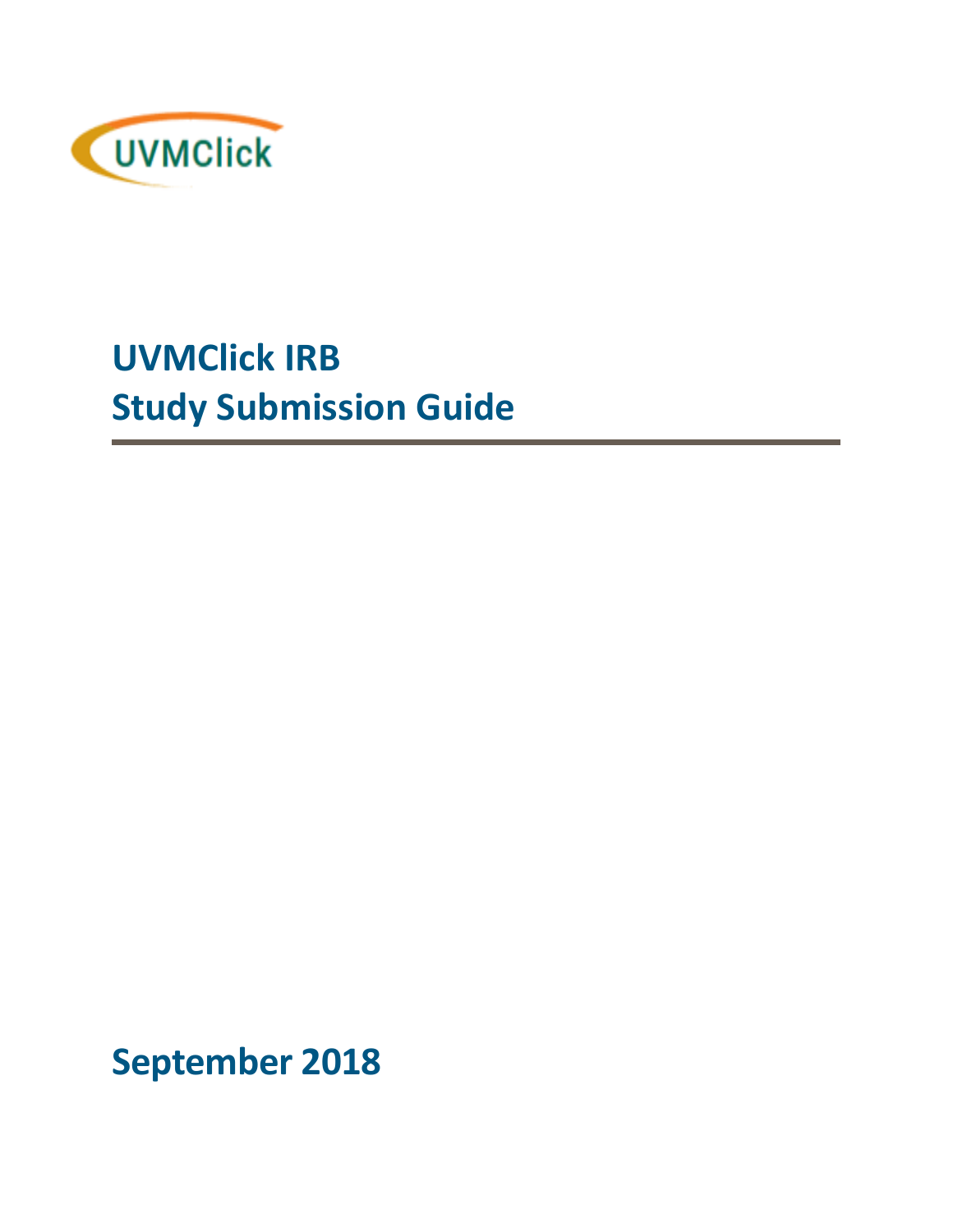UVMClick

# UVMClick IRB
# Study Submission Guide

## September 2018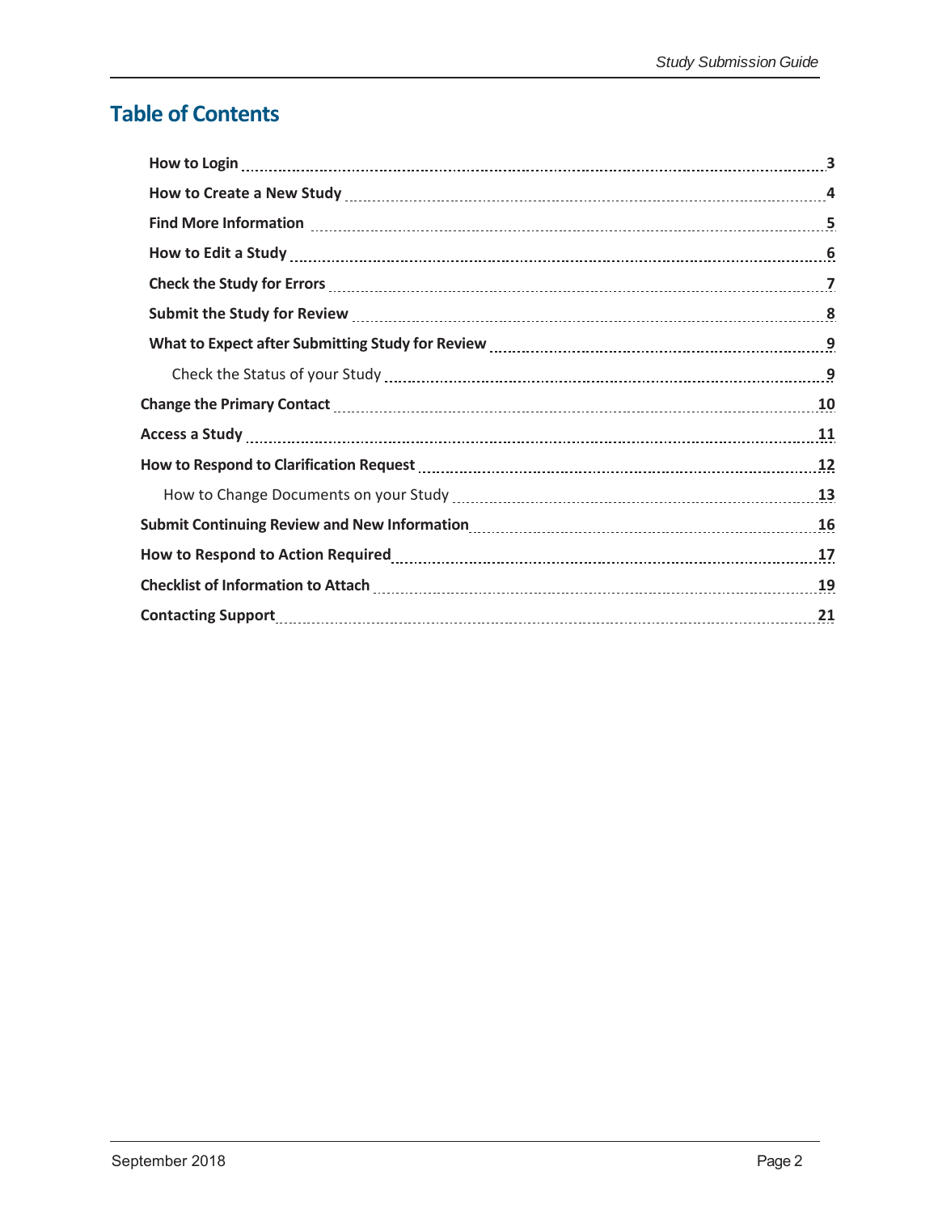## Table of Contents

- **How to Login** ........ 3
- **How to Create a New Study** ........ 4
- **Find More Information** ........ 5
- **How to Edit a Study** ........ 6
- **Check the Study for Errors** ........ 7
- **Submit the Study for Review** ........ 8
- **What to Expect after Submitting Study for Review** ........ 9
  - Check the Status of your Study ........ 9
- **Change the Primary Contact** ........ 10
- **Access a Study** ........ 11
- **How to Respond to Clarification Request** ........ 12
  - How to Change Documents on your Study ........ 13
- **Submit Continuing Review and New Information** ........ 16
- **How to Respond to Action Required** ........ 17
- **Checklist of Information to Attach** ........ 19
- **Contacting Support** ........ 21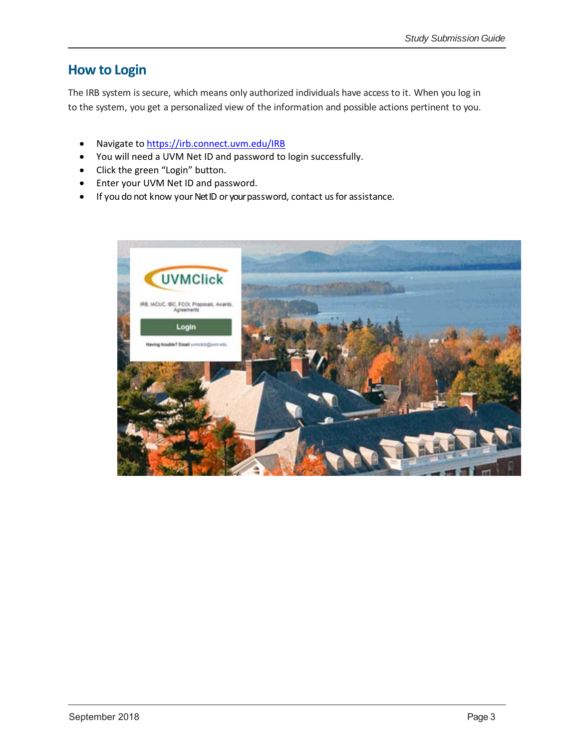## How to Login

The IRB system is secure, which means only authorized individuals have access to it. When you log in to the system, you get a personalized view of the information and possible actions pertinent to you.

- Navigate to https://irb.connect.uvm.edu/IRB
- You will need a UVM Net ID and password to login successfully.
- Click the green "Login" button.
- Enter your UVM Net ID and password.
- If you do not know your Net ID or your password, contact us for assistance.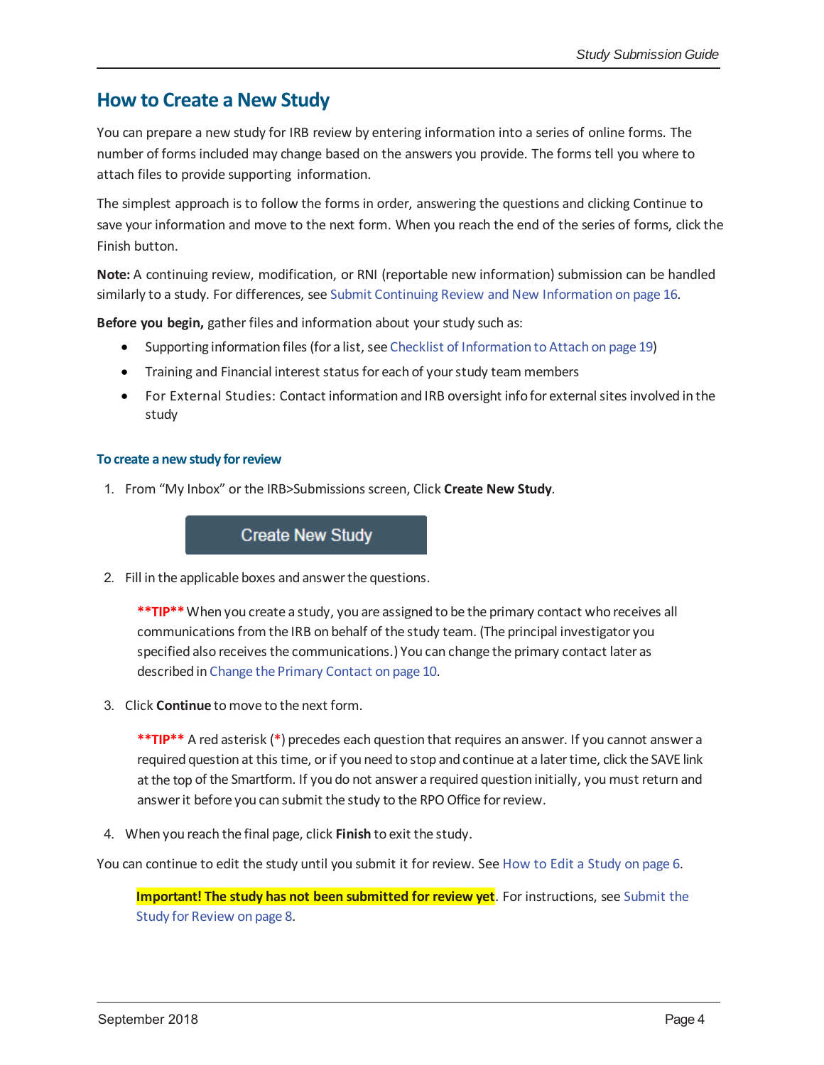## How to Create a New Study

You can prepare a new study for IRB review by entering information into a series of online forms. The number of forms included may change based on the answers you provide. The forms tell you where to attach files to provide supporting information.

The simplest approach is to follow the forms in order, answering the questions and clicking Continue to save your information and move to the next form. When you reach the end of the series of forms, click the Finish button.

**Note:** A continuing review, modification, or RNI (reportable new information) submission can be handled similarly to a study. For differences, see Submit Continuing Review and New Information on page 16.

**Before you begin,** gather files and information about your study such as:

- Supporting information files (for a list, see Checklist of Information to Attach on page 19)
- Training and Financial interest status for each of your study team members
- For External Studies: Contact information and IRB oversight info for external sites involved in the study

### To create a new study for review

1. From "My Inbox" or the IRB>Submissions screen, Click **Create New Study**.

   Create New Study

2. Fill in the applicable boxes and answer the questions.

   **\*\*TIP\*\*** When you create a study, you are assigned to be the primary contact who receives all communications from the IRB on behalf of the study team. (The principal investigator you specified also receives the communications.) You can change the primary contact later as described in Change the Primary Contact on page 10.

3. Click **Continue** to move to the next form.

   **\*\*TIP\*\*** A red asterisk (*) precedes each question that requires an answer. If you cannot answer a required question at this time, or if you need to stop and continue at a later time, click the SAVE link at the top of the Smartform. If you do not answer a required question initially, you must return and answer it before you can submit the study to the RPO Office for review.

4. When you reach the final page, click **Finish** to exit the study.

You can continue to edit the study until you submit it for review. See How to Edit a Study on page 6.

> **Important! The study has not been submitted for review yet**. For instructions, see Submit the Study for Review on page 8.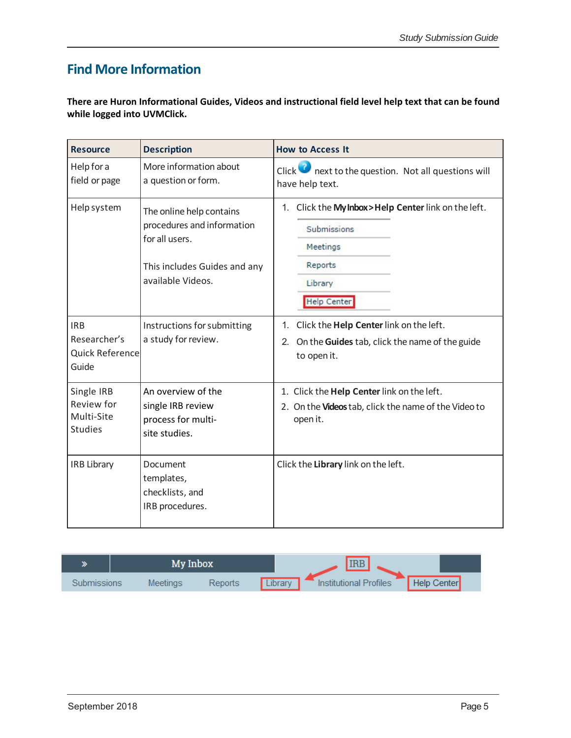## Find More Information

**There are Huron Informational Guides, Videos and instructional field level help text that can be found while logged into UVMClick.**

| Resource | Description | How to Access It |
|---|---|---|
| Help for a field or page | More information about a question or form. | Click ? next to the question. Not all questions will have help text. |
| Help system | The online help contains procedures and information for all users.<br><br>This includes Guides and any available Videos. | 1. Click the **My Inbox>Help Center** link on the left.<br>Submissions<br>Meetings<br>Reports<br>Library<br>Help Center |
| IRB Researcher's Quick Reference Guide | Instructions for submitting a study for review. | 1. Click the **Help Center** link on the left.<br>2. On the **Guides** tab, click the name of the guide to open it. |
| Single IRB Review for Multi-Site Studies | An overview of the single IRB review process for multi-site studies. | 1. Click the **Help Center** link on the left.<br>2. On the **Videos** tab, click the name of the Video to open it. |
| IRB Library | Document templates, checklists, and IRB procedures. | Click the **Library** link on the left. |

» My Inbox IRB

Submissions Meetings Reports Library Institutional Profiles Help Center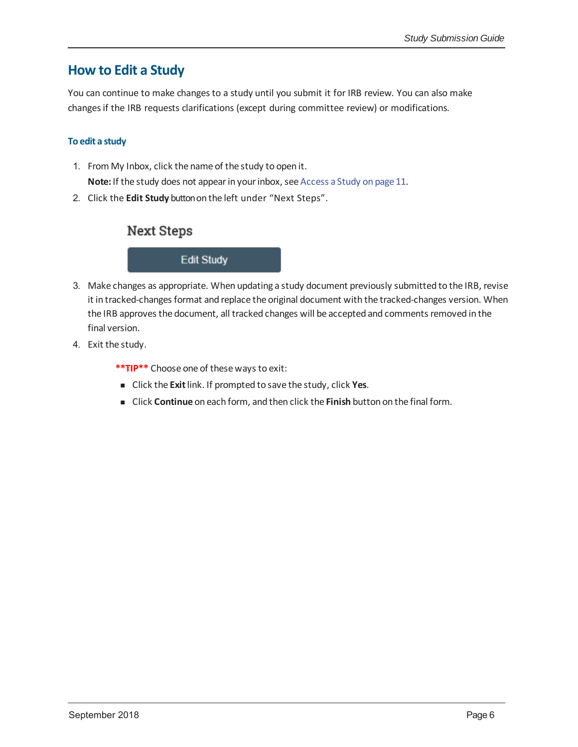# How to Edit a Study

You can continue to make changes to a study until you submit it for IRB review. You can also make changes if the IRB requests clarifications (except during committee review) or modifications.

### To edit a study

1. From My Inbox, click the name of the study to open it.
   **Note:** If the study does not appear in your inbox, see Access a Study on page 11.
2. Click the **Edit Study** button on the left under "Next Steps".

   Next Steps

   Edit Study

3. Make changes as appropriate. When updating a study document previously submitted to the IRB, revise it in tracked-changes format and replace the original document with the tracked-changes version. When the IRB approves the document, all tracked changes will be accepted and comments removed in the final version.
4. Exit the study.

   **\*\*TIP\*\*** Choose one of these ways to exit:
   - Click the **Exit** link. If prompted to save the study, click **Yes**.
   - Click **Continue** on each form, and then click the **Finish** button on the final form.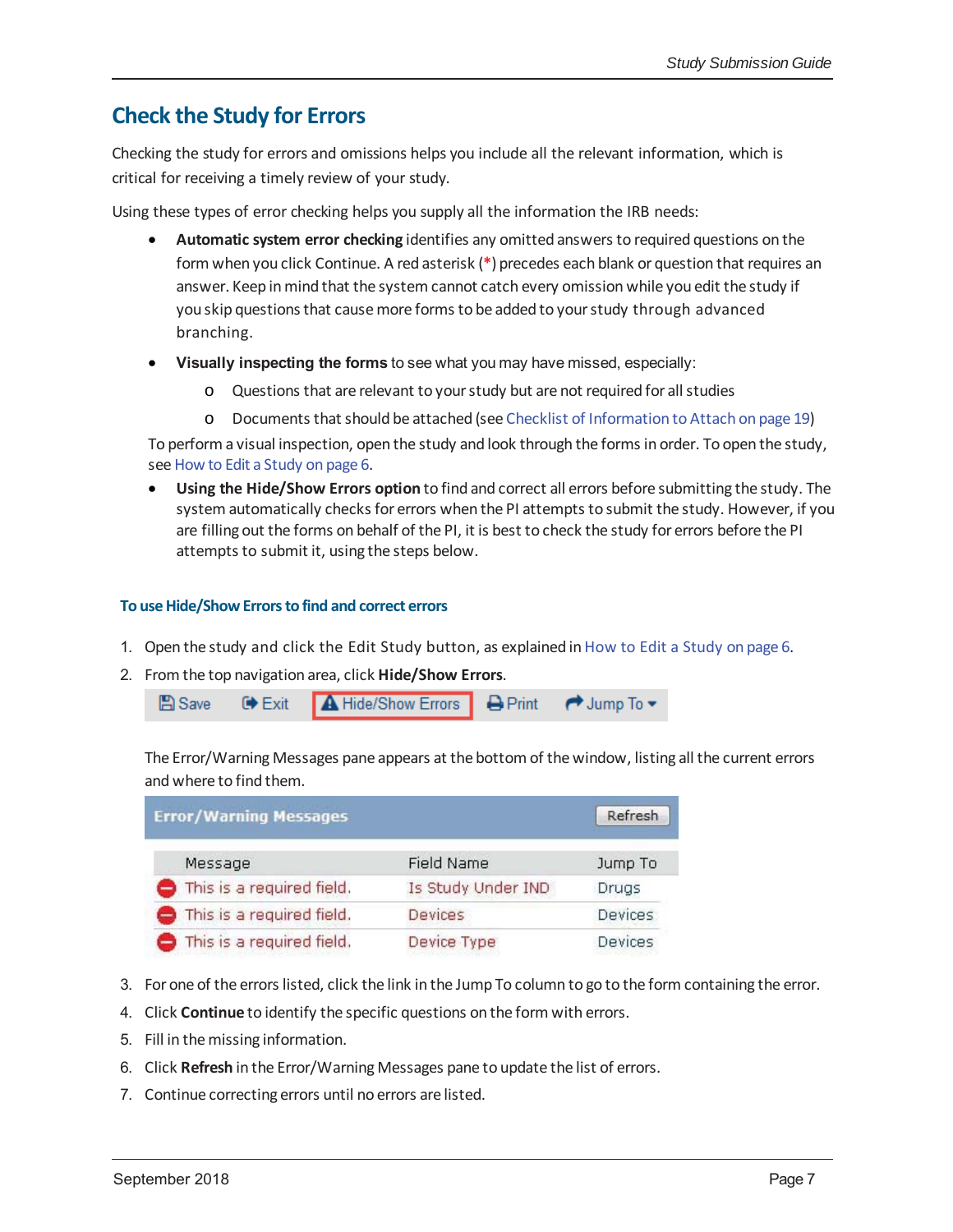## Check the Study for Errors

Checking the study for errors and omissions helps you include all the relevant information, which is critical for receiving a timely review of your study.

Using these types of error checking helps you supply all the information the IRB needs:

- **Automatic system error checking** identifies any omitted answers to required questions on the form when you click Continue. A red asterisk (*) precedes each blank or question that requires an answer. Keep in mind that the system cannot catch every omission while you edit the study if you skip questions that cause more forms to be added to your study through advanced branching.
- **Visually inspecting the forms** to see what you may have missed, especially:
    - Questions that are relevant to your study but are not required for all studies
    - Documents that should be attached (see Checklist of Information to Attach on page 19)

  To perform a visual inspection, open the study and look through the forms in order. To open the study, see How to Edit a Study on page 6.
- **Using the Hide/Show Errors option** to find and correct all errors before submitting the study. The system automatically checks for errors when the PI attempts to submit the study. However, if you are filling out the forms on behalf of the PI, it is best to check the study for errors before the PI attempts to submit it, using the steps below.

#### To use Hide/Show Errors to find and correct errors

1. Open the study and click the Edit Study button, as explained in How to Edit a Study on page 6.
2. From the top navigation area, click **Hide/Show Errors**.

   Save | Exit | Hide/Show Errors | Print | Jump To

   The Error/Warning Messages pane appears at the bottom of the window, listing all the current errors and where to find them.

   **Error/Warning Messages** — Refresh

   | Message | Field Name | Jump To |
   |---|---|---|
   | This is a required field. | Is Study Under IND | Drugs |
   | This is a required field. | Devices | Devices |
   | This is a required field. | Device Type | Devices |

3. For one of the errors listed, click the link in the Jump To column to go to the form containing the error.
4. Click **Continue** to identify the specific questions on the form with errors.
5. Fill in the missing information.
6. Click **Refresh** in the Error/Warning Messages pane to update the list of errors.
7. Continue correcting errors until no errors are listed.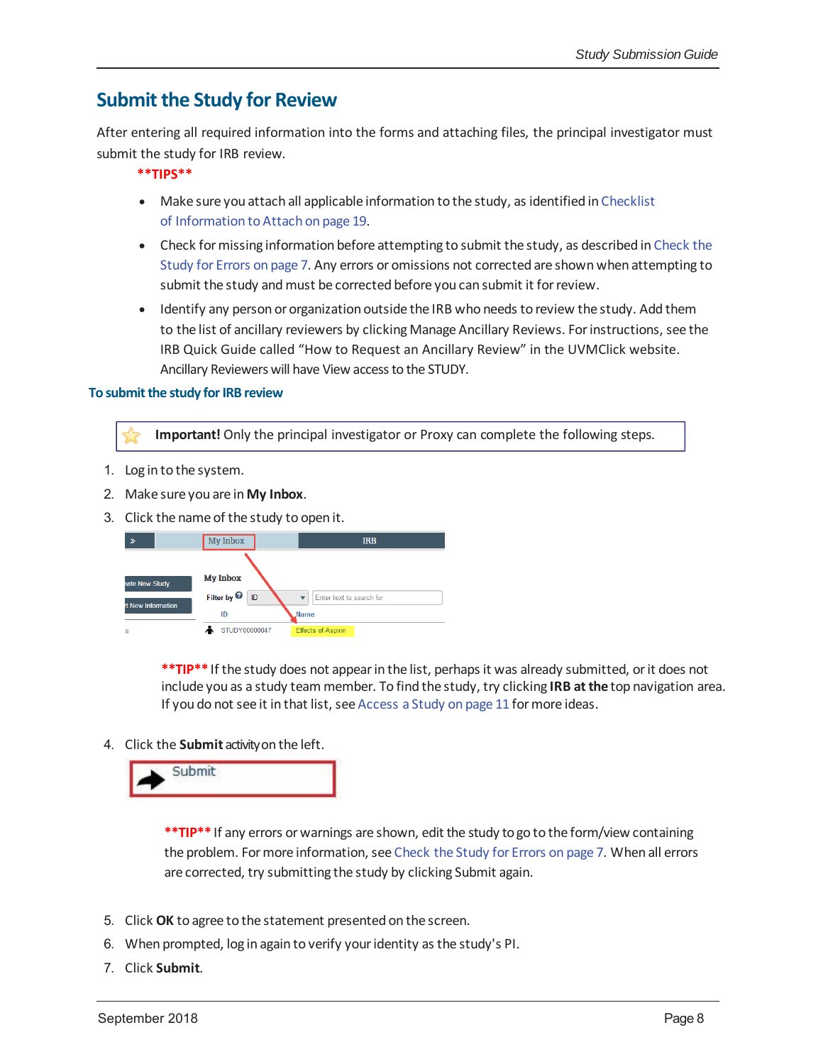## Submit the Study for Review

After entering all required information into the forms and attaching files, the principal investigator must submit the study for IRB review.

**\*\*TIPS\*\***

- Make sure you attach all applicable information to the study, as identified in Checklist of Information to Attach on page 19.
- Check for missing information before attempting to submit the study, as described in Check the Study for Errors on page 7. Any errors or omissions not corrected are shown when attempting to submit the study and must be corrected before you can submit it for review.
- Identify any person or organization outside the IRB who needs to review the study. Add them to the list of ancillary reviewers by clicking Manage Ancillary Reviews. For instructions, see the IRB Quick Guide called "How to Request an Ancillary Review" in the UVMClick website. Ancillary Reviewers will have View access to the STUDY.

### To submit the study for IRB review

> **Important!** Only the principal investigator or Proxy can complete the following steps.

1. Log in to the system.
2. Make sure you are in **My Inbox**.
3. Click the name of the study to open it.

   **\*\*TIP\*\*** If the study does not appear in the list, perhaps it was already submitted, or it does not include you as a study team member. To find the study, try clicking **IRB at the** top navigation area. If you do not see it in that list, see Access a Study on page 11 for more ideas.

4. Click the **Submit** activity on the left.

   **\*\*TIP\*\*** If any errors or warnings are shown, edit the study to go to the form/view containing the problem. For more information, see Check the Study for Errors on page 7. When all errors are corrected, try submitting the study by clicking Submit again.

5. Click **OK** to agree to the statement presented on the screen.
6. When prompted, log in again to verify your identity as the study's PI.
7. Click **Submit**.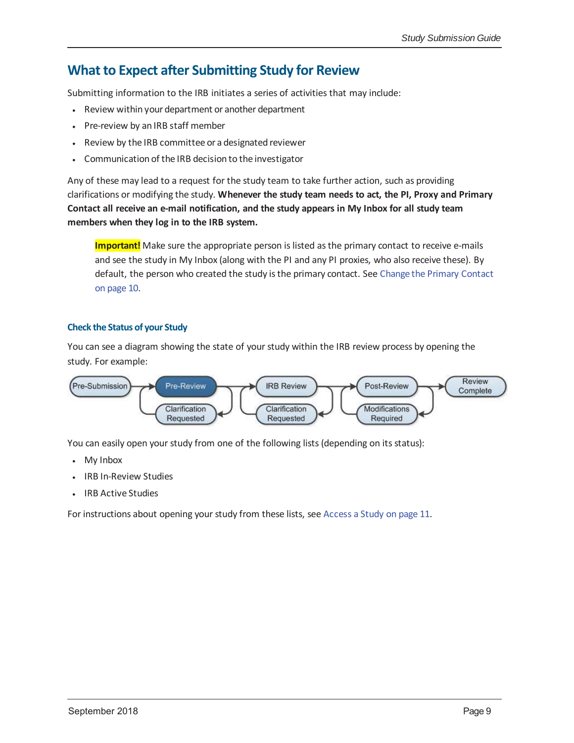## What to Expect after Submitting Study for Review

Submitting information to the IRB initiates a series of activities that may include:

- Review within your department or another department
- Pre-review by an IRB staff member
- Review by the IRB committee or a designated reviewer
- Communication of the IRB decision to the investigator

Any of these may lead to a request for the study team to take further action, such as providing clarifications or modifying the study. **Whenever the study team needs to act, the PI, Proxy and Primary Contact all receive an e-mail notification, and the study appears in My Inbox for all study team members when they log in to the IRB system.**

> **Important!** Make sure the appropriate person is listed as the primary contact to receive e-mails and see the study in My Inbox (along with the PI and any PI proxies, who also receive these). By default, the person who created the study is the primary contact. See Change the Primary Contact on page 10.

### Check the Status of your Study

You can see a diagram showing the state of your study within the IRB review process by opening the study. For example:

Pre-Submission → Pre-Review → IRB Review → Post-Review → Review Complete

Clarification Requested | Clarification Requested | Modifications Required

You can easily open your study from one of the following lists (depending on its status):

- My Inbox
- IRB In-Review Studies
- IRB Active Studies

For instructions about opening your study from these lists, see Access a Study on page 11.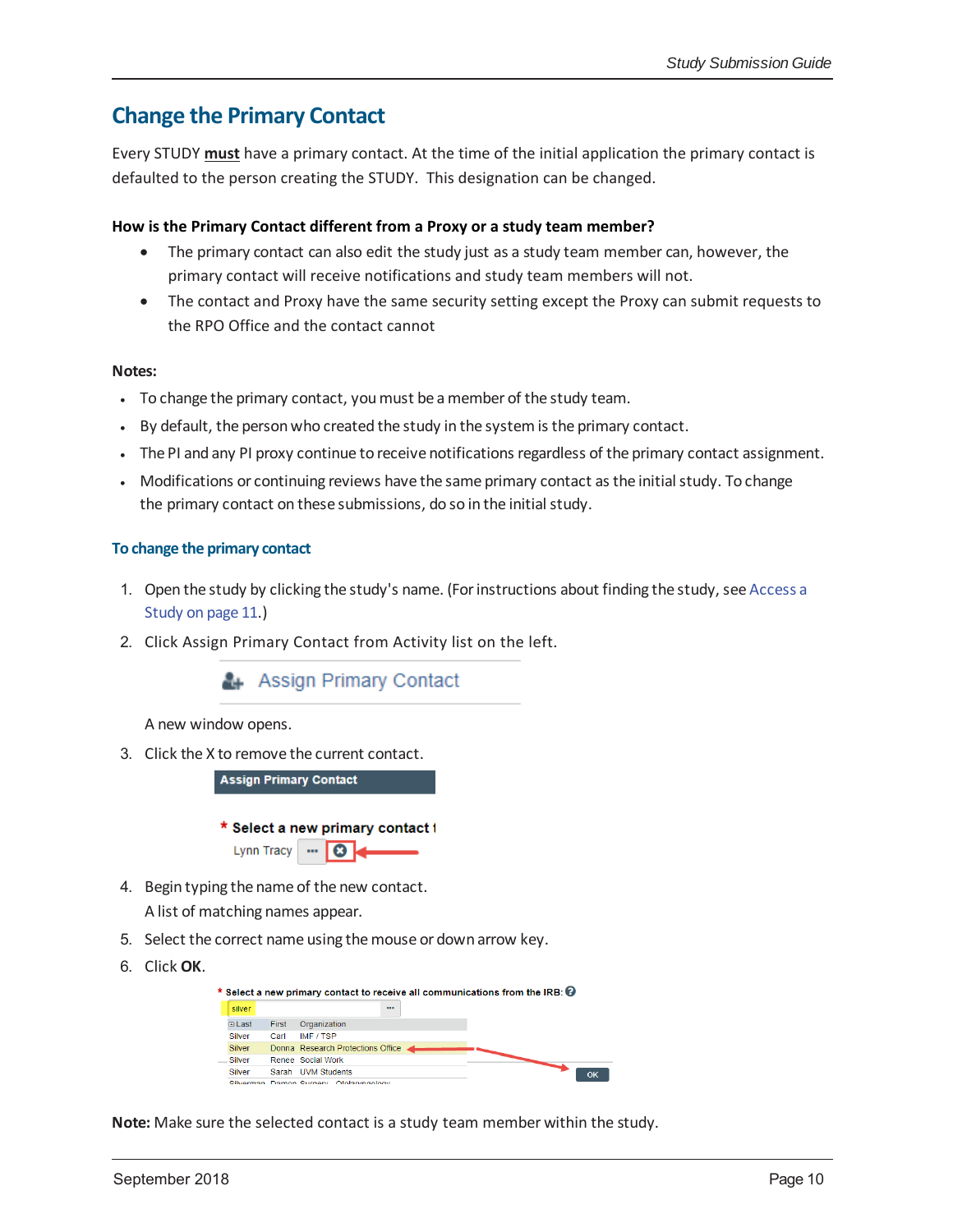## Change the Primary Contact

Every STUDY **must** have a primary contact. At the time of the initial application the primary contact is defaulted to the person creating the STUDY. This designation can be changed.

**How is the Primary Contact different from a Proxy or a study team member?**

- The primary contact can also edit the study just as a study team member can, however, the primary contact will receive notifications and study team members will not.
- The contact and Proxy have the same security setting except the Proxy can submit requests to the RPO Office and the contact cannot

**Notes:**

- To change the primary contact, you must be a member of the study team.
- By default, the person who created the study in the system is the primary contact.
- The PI and any PI proxy continue to receive notifications regardless of the primary contact assignment.
- Modifications or continuing reviews have the same primary contact as the initial study. To change the primary contact on these submissions, do so in the initial study.

### To change the primary contact

1. Open the study by clicking the study's name. (For instructions about finding the study, see Access a Study on page 11.)
2. Click Assign Primary Contact from Activity list on the left.

   Assign Primary Contact

   A new window opens.
3. Click the X to remove the current contact.

   **Assign Primary Contact**

   \* **Select a new primary contact t**

   Lynn Tracy
4. Begin typing the name of the new contact.

   A list of matching names appear.
5. Select the correct name using the mouse or down arrow key.
6. Click **OK**.

   \* Select a new primary contact to receive all communications from the IRB:

   silver

| Last | First | Organization |
|---|---|---|
| Silver | Carl | IMF / TSP |
| Silver | Donna | Research Protections Office |
| Silver | Renee | Social Work |
| Silver | Sarah | UVM Students |

   OK

**Note:** Make sure the selected contact is a study team member within the study.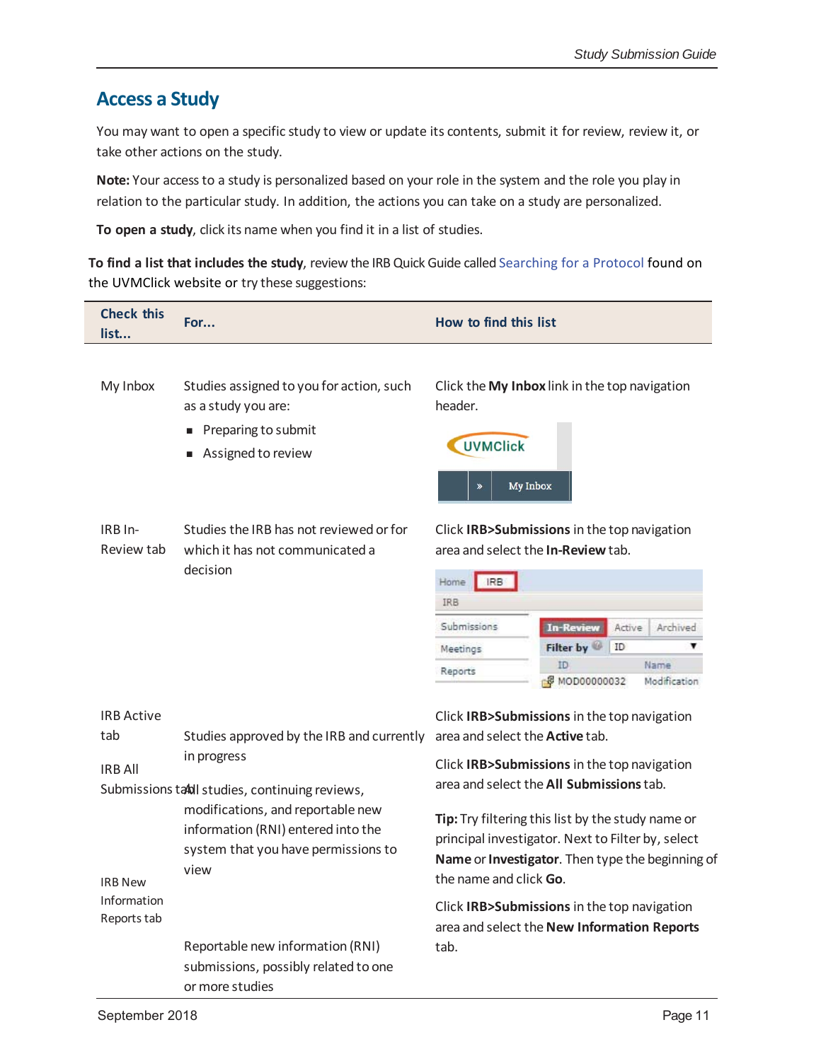## Access a Study

You may want to open a specific study to view or update its contents, submit it for review, review it, or take other actions on the study.

**Note:** Your access to a study is personalized based on your role in the system and the role you play in relation to the particular study. In addition, the actions you can take on a study are personalized.

**To open a study**, click its name when you find it in a list of studies.

**To find a list that includes the study**, review the IRB Quick Guide called Searching for a Protocol found on the UVMClick website or try these suggestions:

| Check this list... | For... | How to find this list |
|---|---|---|
| My Inbox | Studies assigned to you for action, such as a study you are:<br>▪ Preparing to submit<br>▪ Assigned to review | Click the **My Inbox** link in the top navigation header. |
| IRB In-Review tab | Studies the IRB has not reviewed or for which it has not communicated a decision | Click **IRB>Submissions** in the top navigation area and select the **In-Review** tab. |
| IRB Active tab | Studies approved by the IRB and currently in progress | Click **IRB>Submissions** in the top navigation area and select the **Active** tab. |
| IRB All Submissions tab | All studies, continuing reviews, modifications, and reportable new information (RNI) entered into the system that you have permissions to view | Click **IRB>Submissions** in the top navigation area and select the **All Submissions** tab.<br>**Tip:** Try filtering this list by the study name or principal investigator. Next to Filter by, select **Name** or **Investigator**. Then type the beginning of the name and click **Go**. |
| IRB New Information Reports tab | Reportable new information (RNI) submissions, possibly related to one or more studies | Click **IRB>Submissions** in the top navigation area and select the **New Information Reports** tab. |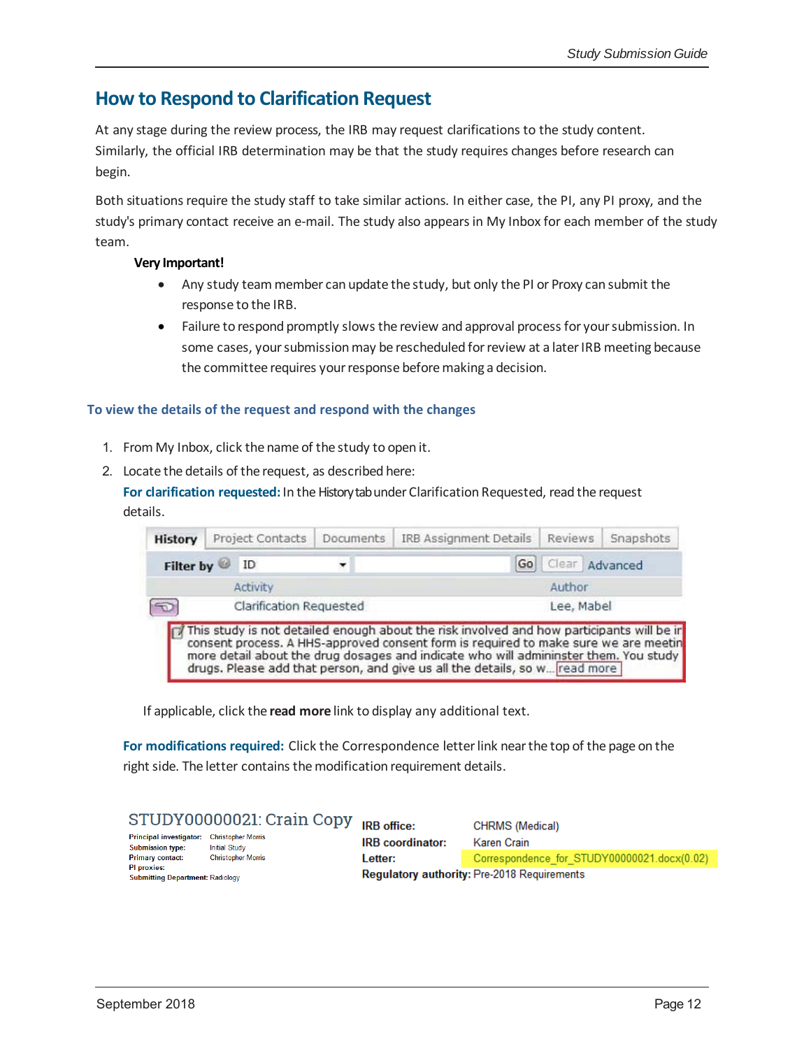## How to Respond to Clarification Request

At any stage during the review process, the IRB may request clarifications to the study content. Similarly, the official IRB determination may be that the study requires changes before research can begin.

Both situations require the study staff to take similar actions. In either case, the PI, any PI proxy, and the study's primary contact receive an e-mail. The study also appears in My Inbox for each member of the study team.

**Very Important!**

- Any study team member can update the study, but only the PI or Proxy can submit the response to the IRB.
- Failure to respond promptly slows the review and approval process for your submission. In some cases, your submission may be rescheduled for review at a later IRB meeting because the committee requires your response before making a decision.

### To view the details of the request and respond with the changes

1. From My Inbox, click the name of the study to open it.
2. Locate the details of the request, as described here:

   **For clarification requested:** In the History tab under Clarification Requested, read the request details.

   | History | Project Contacts | Documents | IRB Assignment Details | Reviews | Snapshots |
   |---|---|---|---|---|---|

   Filter by: ID | Go | Clear | Advanced

   | Activity | Author |
   |---|---|
   | Clarification Requested | Lee, Mabel |

   This study is not detailed enough about the risk involved and how participants will be ir consent process. A HHS-approved consent form is required to make sure we are meetin more detail about the drug dosages and indicate who will admininster them. You study drugs. Please add that person, and give us all the details, so w... read more

   If applicable, click the **read more** link to display any additional text.

   **For modifications required:** Click the Correspondence letter link near the top of the page on the right side. The letter contains the modification requirement details.

   STUDY00000021: Crain Copy

   Principal investigator: Christopher Morris
   Submission type: Initial Study
   Primary contact: Christopher Morris
   PI proxies:
   Submitting Department: Radiology

   IRB office: CHRMS (Medical)
   IRB coordinator: Karen Crain
   Letter: Correspondence_for_STUDY00000021.docx(0.02)
   Regulatory authority: Pre-2018 Requirements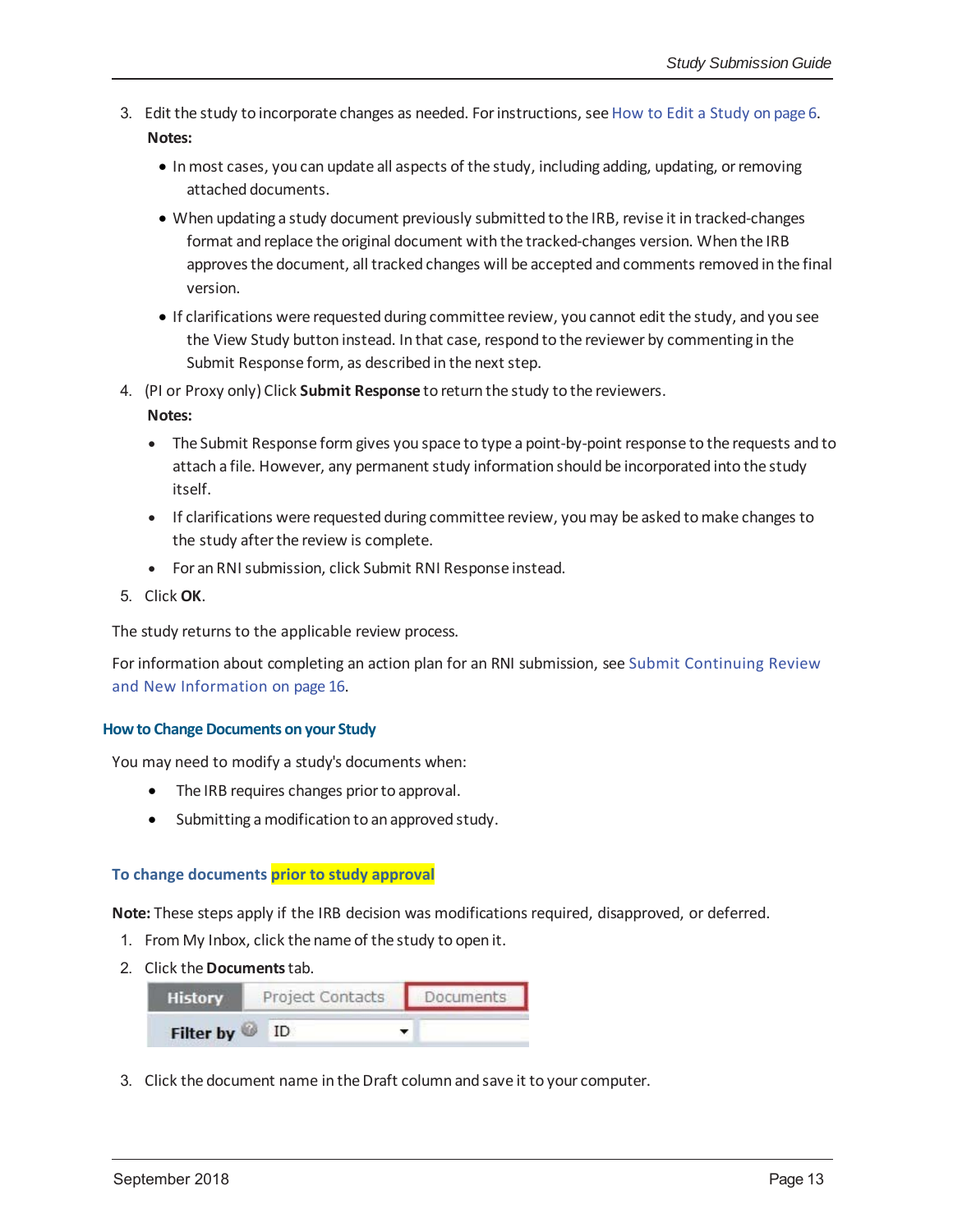3. Edit the study to incorporate changes as needed. For instructions, see How to Edit a Study on page 6.

   **Notes:**

   - In most cases, you can update all aspects of the study, including adding, updating, or removing attached documents.
   - When updating a study document previously submitted to the IRB, revise it in tracked-changes format and replace the original document with the tracked-changes version. When the IRB approves the document, all tracked changes will be accepted and comments removed in the final version.
   - If clarifications were requested during committee review, you cannot edit the study, and you see the View Study button instead. In that case, respond to the reviewer by commenting in the Submit Response form, as described in the next step.

4. (PI or Proxy only) Click **Submit Response** to return the study to the reviewers.

   **Notes:**

   - The Submit Response form gives you space to type a point-by-point response to the requests and to attach a file. However, any permanent study information should be incorporated into the study itself.
   - If clarifications were requested during committee review, you may be asked to make changes to the study after the review is complete.
   - For an RNI submission, click Submit RNI Response instead.

5. Click **OK**.

The study returns to the applicable review process.

For information about completing an action plan for an RNI submission, see Submit Continuing Review and New Information on page 16.

### How to Change Documents on your Study

You may need to modify a study's documents when:

- The IRB requires changes prior to approval.
- Submitting a modification to an approved study.

#### To change documents prior to study approval

**Note:** These steps apply if the IRB decision was modifications required, disapproved, or deferred.

1. From My Inbox, click the name of the study to open it.
2. Click the **Documents** tab.

   | History | Project Contacts | Documents |
   |---|---|---|
   | Filter by | ID | |

3. Click the document name in the Draft column and save it to your computer.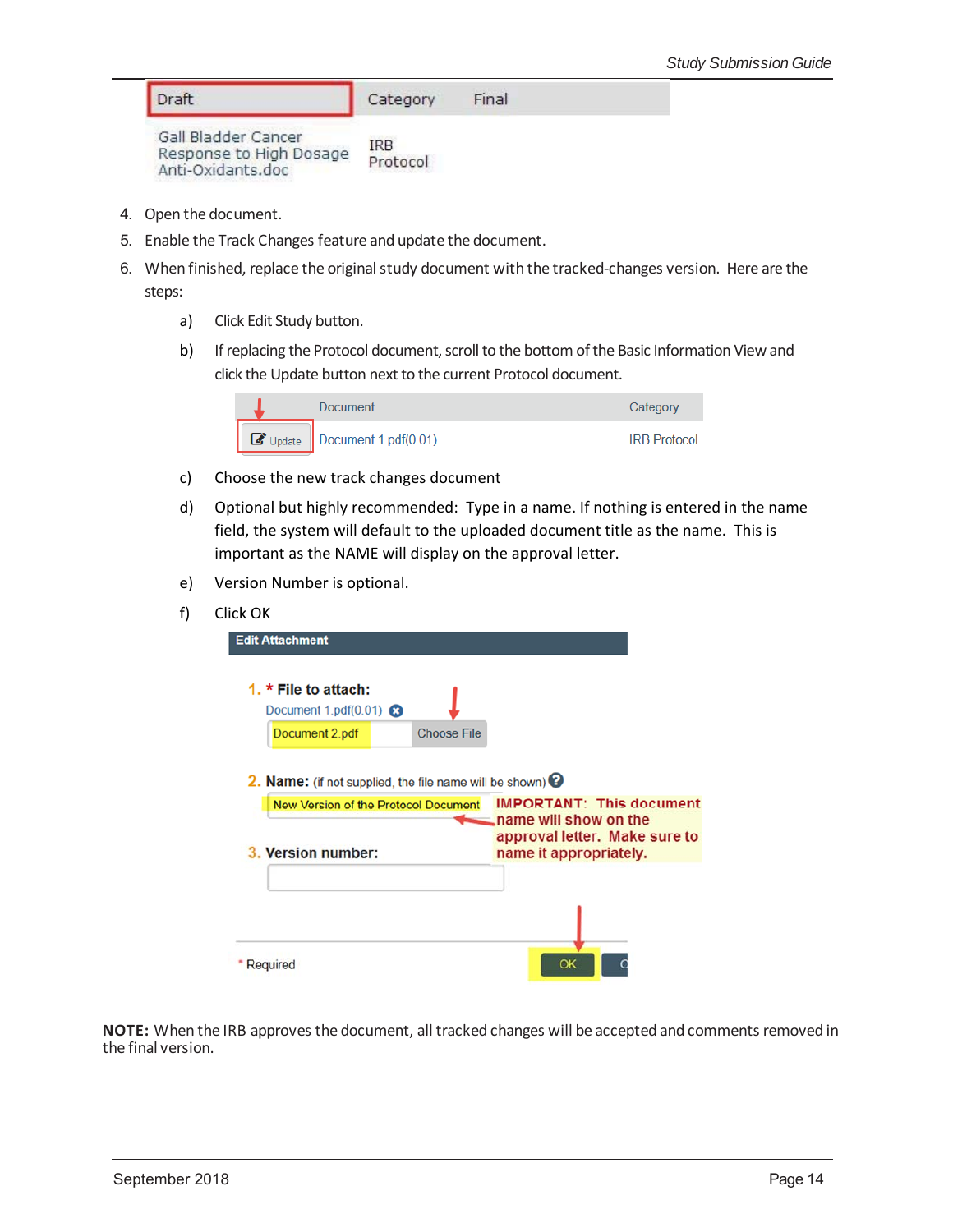| Draft | Category | Final |
| --- | --- | --- |
| Gall Bladder Cancer Response to High Dosage Anti-Oxidants.doc | IRB Protocol | |

4. Open the document.
5. Enable the Track Changes feature and update the document.
6. When finished, replace the original study document with the tracked-changes version. Here are the steps:
   a) Click Edit Study button.
   b) If replacing the Protocol document, scroll to the bottom of the Basic Information View and click the Update button next to the current Protocol document.

      | | Document | Category |
      | --- | --- | --- |
      | Update | Document 1.pdf(0.01) | IRB Protocol |

   c) Choose the new track changes document
   d) Optional but highly recommended: Type in a name. If nothing is entered in the name field, the system will default to the uploaded document title as the name. This is important as the NAME will display on the approval letter.
   e) Version Number is optional.
   f) Click OK

**Edit Attachment**

1. * **File to attach:**
   Document 1.pdf(0.01)
   Document 2.pdf | Choose File
2. **Name:** (if not supplied, the file name will be shown)
   New Version of the Protocol Document
   **IMPORTANT: This document name will show on the approval letter. Make sure to name it appropriately.**
3. **Version number:**

* Required | OK

**NOTE:** When the IRB approves the document, all tracked changes will be accepted and comments removed in the final version.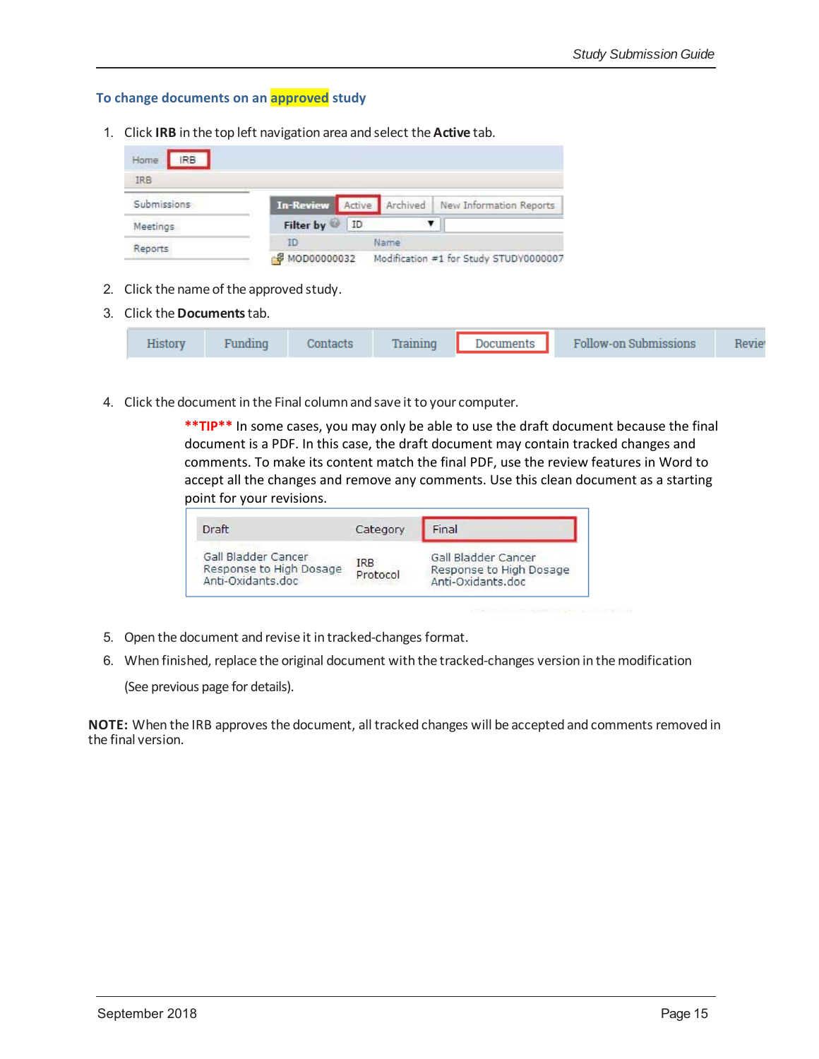### To change documents on an approved study

1. Click **IRB** in the top left navigation area and select the **Active** tab.

   | | | | |
   |---|---|---|---|
   | Home | IRB | | |
   | IRB | | | |
   | Submissions | In-Review | Active | Archived / New Information Reports |
   | Meetings | Filter by | ID | |
   | Reports | ID | Name | |
   | | MOD00000032 | Modification #1 for Study STUDY0000007 | |

2. Click the name of the approved study.
3. Click the **Documents** tab.

   | History | Funding | Contacts | Training | Documents | Follow-on Submissions | Revie |
   |---|---|---|---|---|---|---|

4. Click the document in the Final column and save it to your computer.

   **\*\*TIP\*\*** In some cases, you may only be able to use the draft document because the final document is a PDF. In this case, the draft document may contain tracked changes and comments. To make its content match the final PDF, use the review features in Word to accept all the changes and remove any comments. Use this clean document as a starting point for your revisions.

   | Draft | Category | Final |
   |---|---|---|
   | Gall Bladder Cancer Response to High Dosage Anti-Oxidants.doc | IRB Protocol | Gall Bladder Cancer Response to High Dosage Anti-Oxidants.doc |

5. Open the document and revise it in tracked-changes format.
6. When finished, replace the original document with the tracked-changes version in the modification

   (See previous page for details).

**NOTE:** When the IRB approves the document, all tracked changes will be accepted and comments removed in the final version.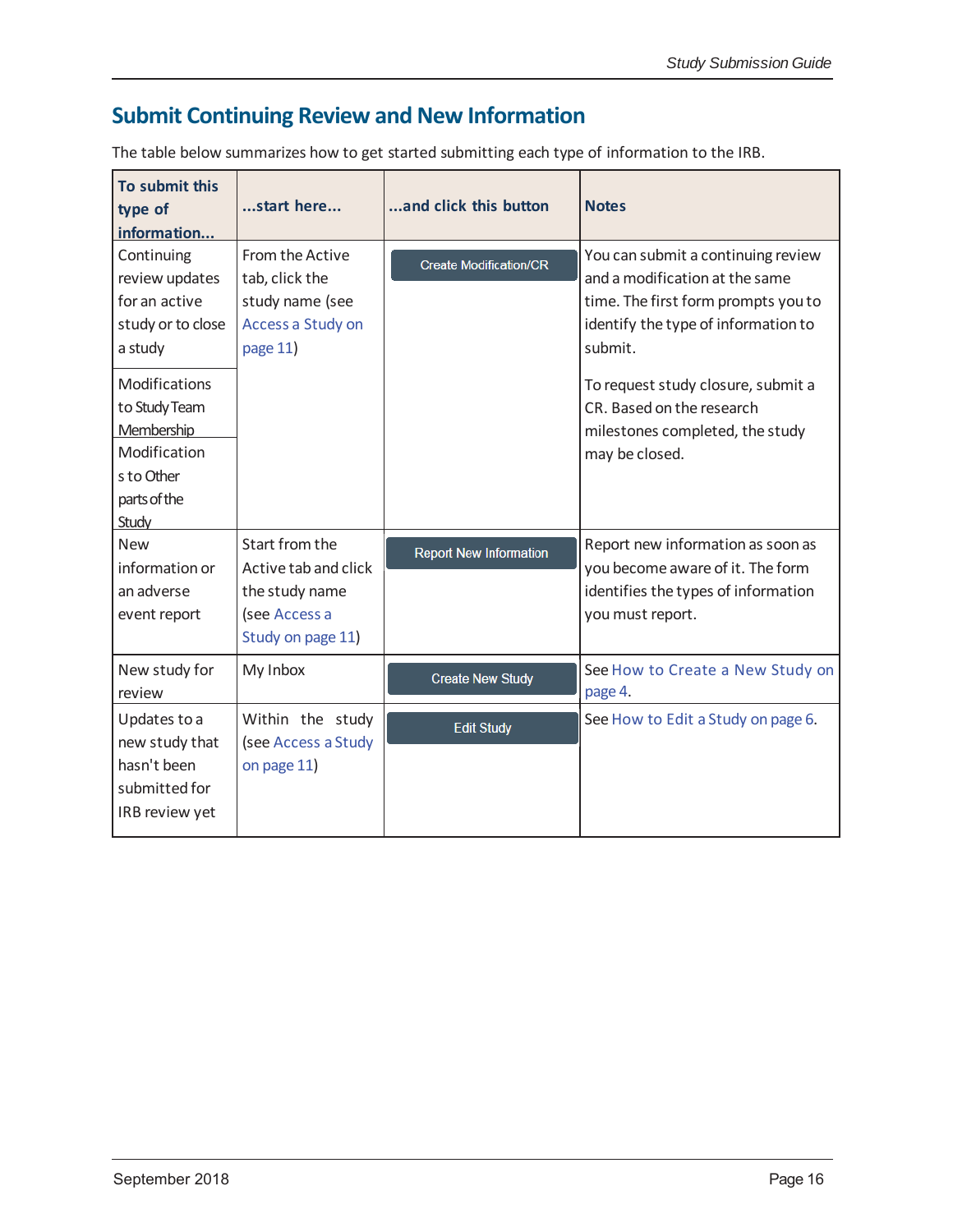## Submit Continuing Review and New Information

The table below summarizes how to get started submitting each type of information to the IRB.

| To submit this type of information... | ...start here... | ...and click this button | Notes |
|---|---|---|---|
| Continuing review updates for an active study or to close a study | From the Active tab, click the study name (see Access a Study on page 11) | Create Modification/CR | You can submit a continuing review and a modification at the same time. The first form prompts you to identify the type of information to submit. |
| Modifications to Study Team Membership | | | To request study closure, submit a CR. Based on the research milestones completed, the study may be closed. |
| Modifications to Other parts of the Study | | | |
| New information or an adverse event report | Start from the Active tab and click the study name (see Access a Study on page 11) | Report New Information | Report new information as soon as you become aware of it. The form identifies the types of information you must report. |
| New study for review | My Inbox | Create New Study | See How to Create a New Study on page 4. |
| Updates to a new study that hasn't been submitted for IRB review yet | Within the study (see Access a Study on page 11) | Edit Study | See How to Edit a Study on page 6. |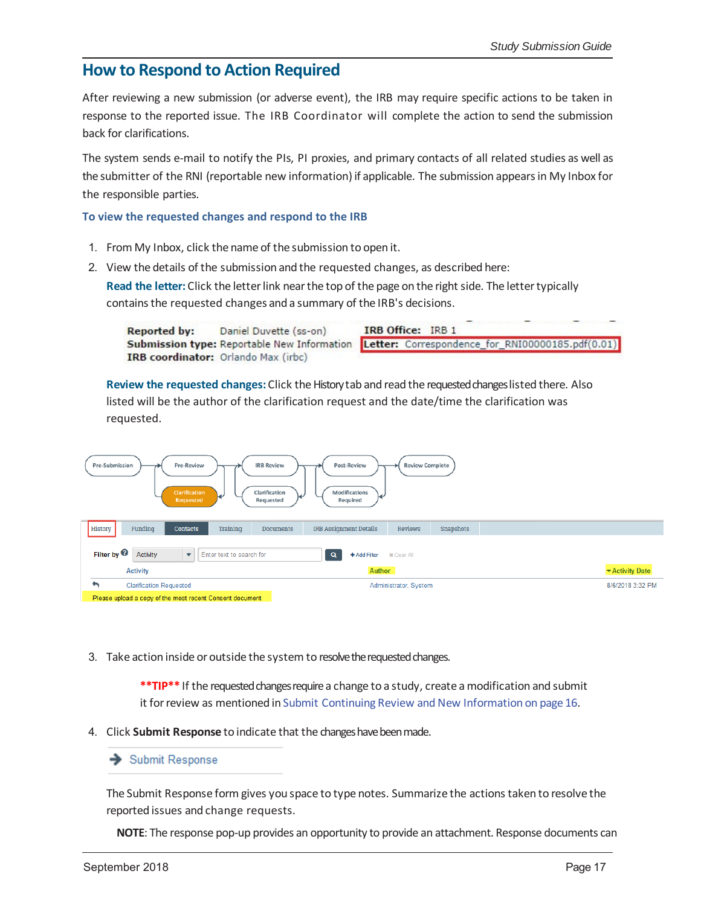## How to Respond to Action Required

After reviewing a new submission (or adverse event), the IRB may require specific actions to be taken in response to the reported issue. The IRB Coordinator will complete the action to send the submission back for clarifications.

The system sends e-mail to notify the PIs, PI proxies, and primary contacts of all related studies as well as the submitter of the RNI (reportable new information) if applicable. The submission appears in My Inbox for the responsible parties.

### To view the requested changes and respond to the IRB

1. From My Inbox, click the name of the submission to open it.
2. View the details of the submission and the requested changes, as described here:

   **Read the letter:** Click the letter link near the top of the page on the right side. The letter typically contains the requested changes and a summary of the IRB's decisions.

   **Review the requested changes:** Click the History tab and read the requested changes listed there. Also listed will be the author of the clarification request and the date/time the clarification was requested.

3. Take action inside or outside the system to resolve the requested changes.

   ****TIP**** If the requested changes require a change to a study, create a modification and submit it for review as mentioned in Submit Continuing Review and New Information on page 16.

4. Click **Submit Response** to indicate that the changes have been made.

   The Submit Response form gives you space to type notes. Summarize the actions taken to resolve the reported issues and change requests.

   **NOTE**: The response pop-up provides an opportunity to provide an attachment. Response documents can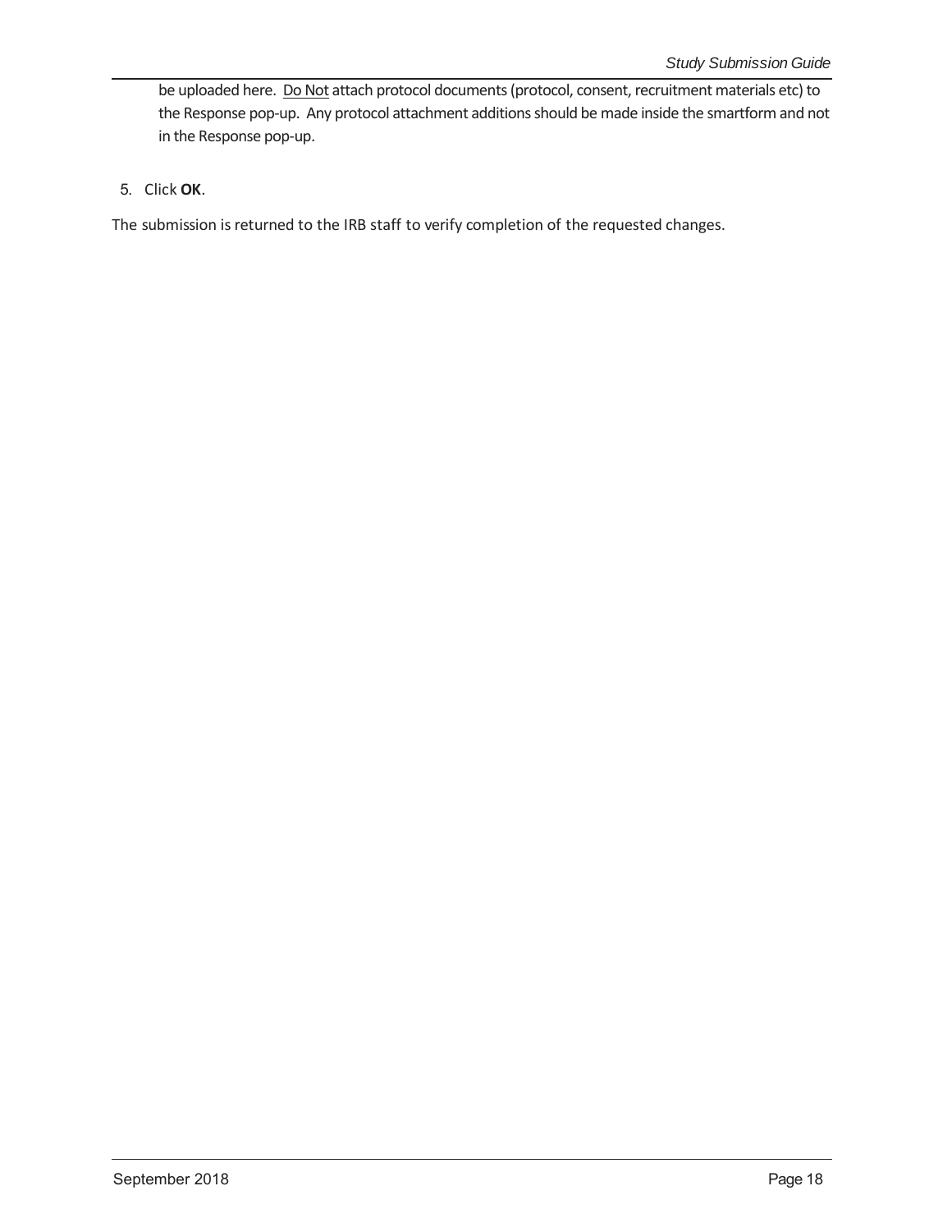be uploaded here. Do Not attach protocol documents (protocol, consent, recruitment materials etc) to the Response pop-up. Any protocol attachment additions should be made inside the smartform and not in the Response pop-up.

5. Click **OK**.

The submission is returned to the IRB staff to verify completion of the requested changes.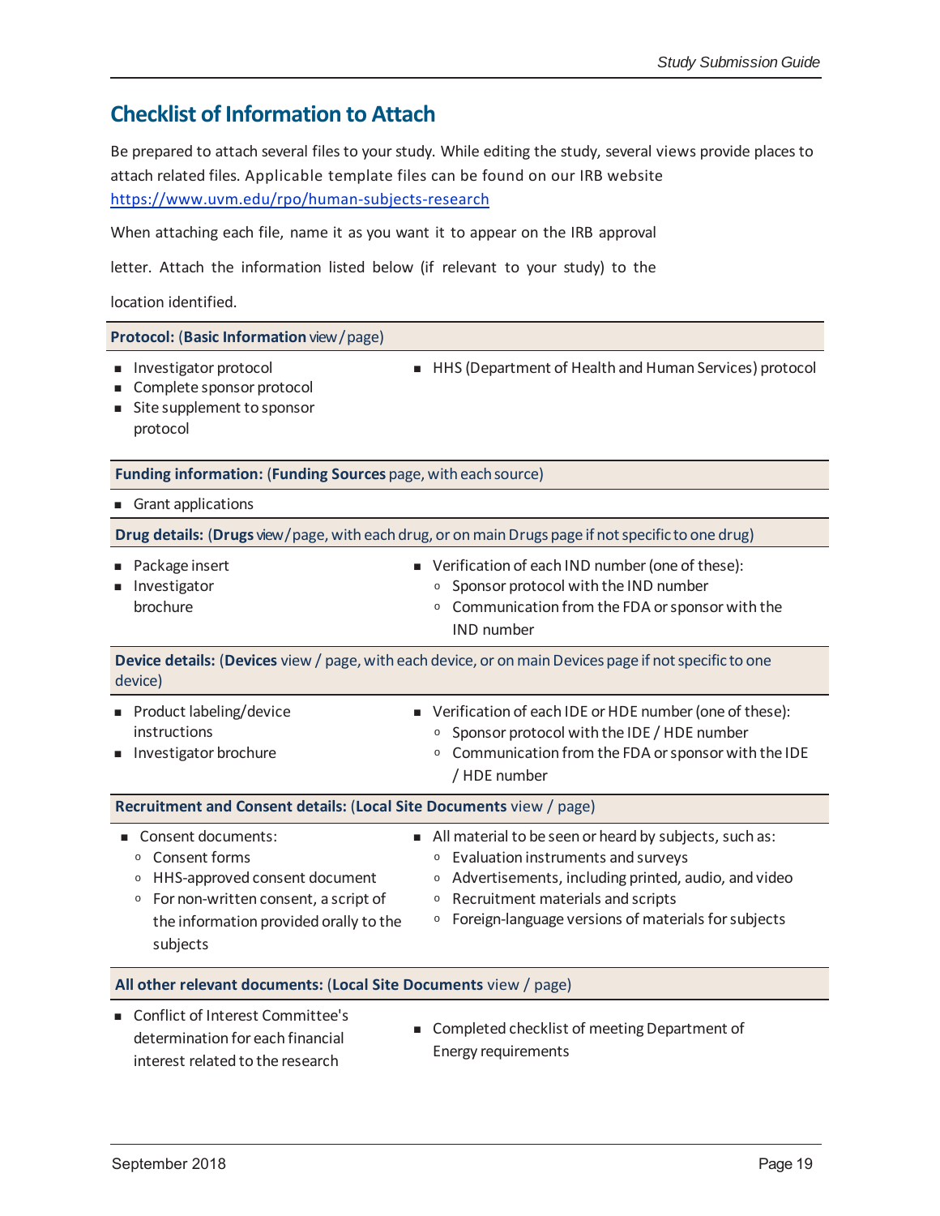## Checklist of Information to Attach

Be prepared to attach several files to your study. While editing the study, several views provide places to attach related files. Applicable template files can be found on our IRB website https://www.uvm.edu/rpo/human-subjects-research

When attaching each file, name it as you want it to appear on the IRB approval letter. Attach the information listed below (if relevant to your study) to the location identified.

**Protocol:** (**Basic Information** view / page)

- Investigator protocol
- Complete sponsor protocol
- Site supplement to sponsor protocol
- HHS (Department of Health and Human Services) protocol

**Funding information:** (**Funding Sources** page, with each source)

- Grant applications

**Drug details:** (**Drugs** view / page, with each drug, or on main Drugs page if not specific to one drug)

- Package insert
- Investigator brochure
- Verification of each IND number (one of these):
  - Sponsor protocol with the IND number
  - Communication from the FDA or sponsor with the IND number

**Device details:** (**Devices** view / page, with each device, or on main Devices page if not specific to one device)

- Product labeling/device instructions
- Investigator brochure
- Verification of each IDE or HDE number (one of these):
  - Sponsor protocol with the IDE / HDE number
  - Communication from the FDA or sponsor with the IDE / HDE number

**Recruitment and Consent details:** (**Local Site Documents** view / page)

- Consent documents:
  - Consent forms
  - HHS-approved consent document
  - For non-written consent, a script of the information provided orally to the subjects
- All material to be seen or heard by subjects, such as:
  - Evaluation instruments and surveys
  - Advertisements, including printed, audio, and video
  - Recruitment materials and scripts
  - Foreign-language versions of materials for subjects

**All other relevant documents:** (**Local Site Documents** view / page)

- Conflict of Interest Committee's determination for each financial interest related to the research
- Completed checklist of meeting Department of Energy requirements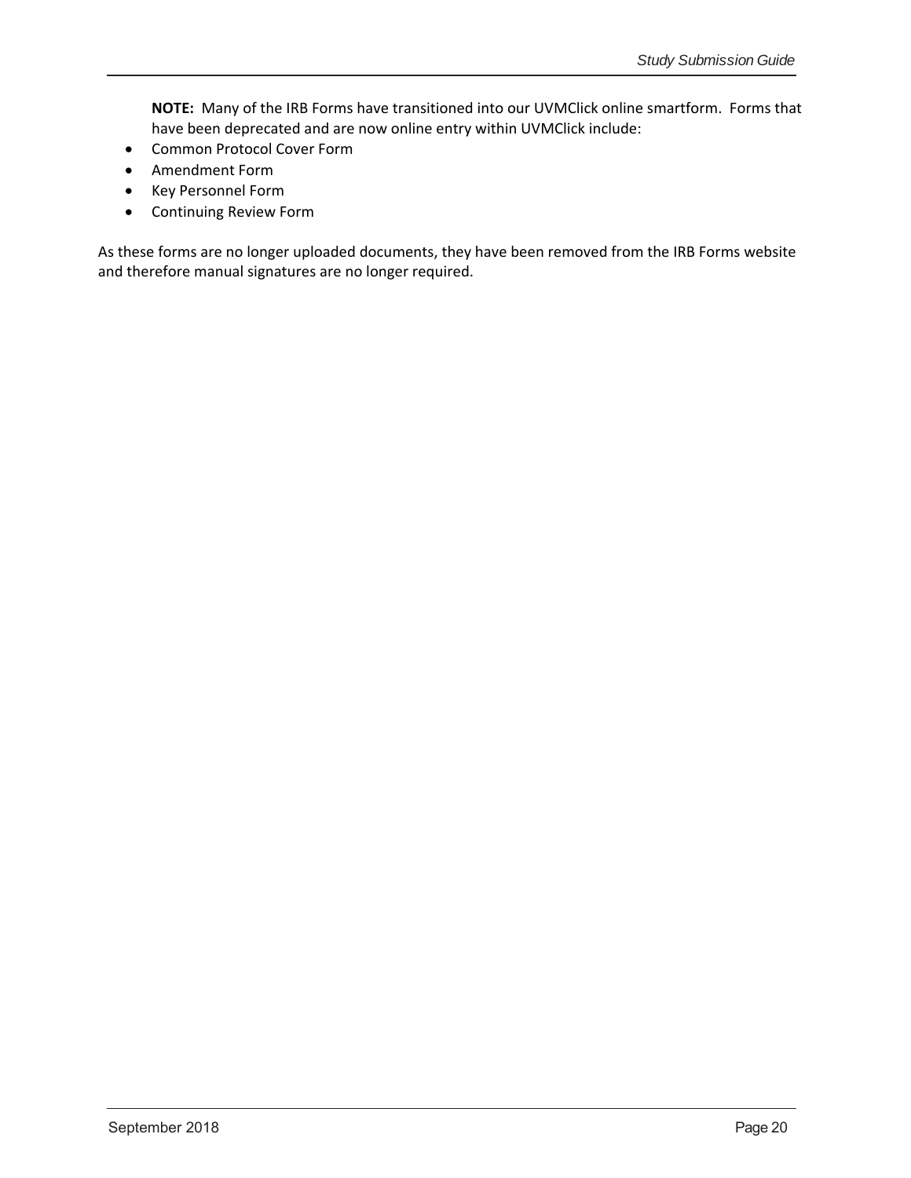**NOTE:** Many of the IRB Forms have transitioned into our UVMClick online smartform. Forms that have been deprecated and are now online entry within UVMClick include:

- Common Protocol Cover Form
- Amendment Form
- Key Personnel Form
- Continuing Review Form

As these forms are no longer uploaded documents, they have been removed from the IRB Forms website and therefore manual signatures are no longer required.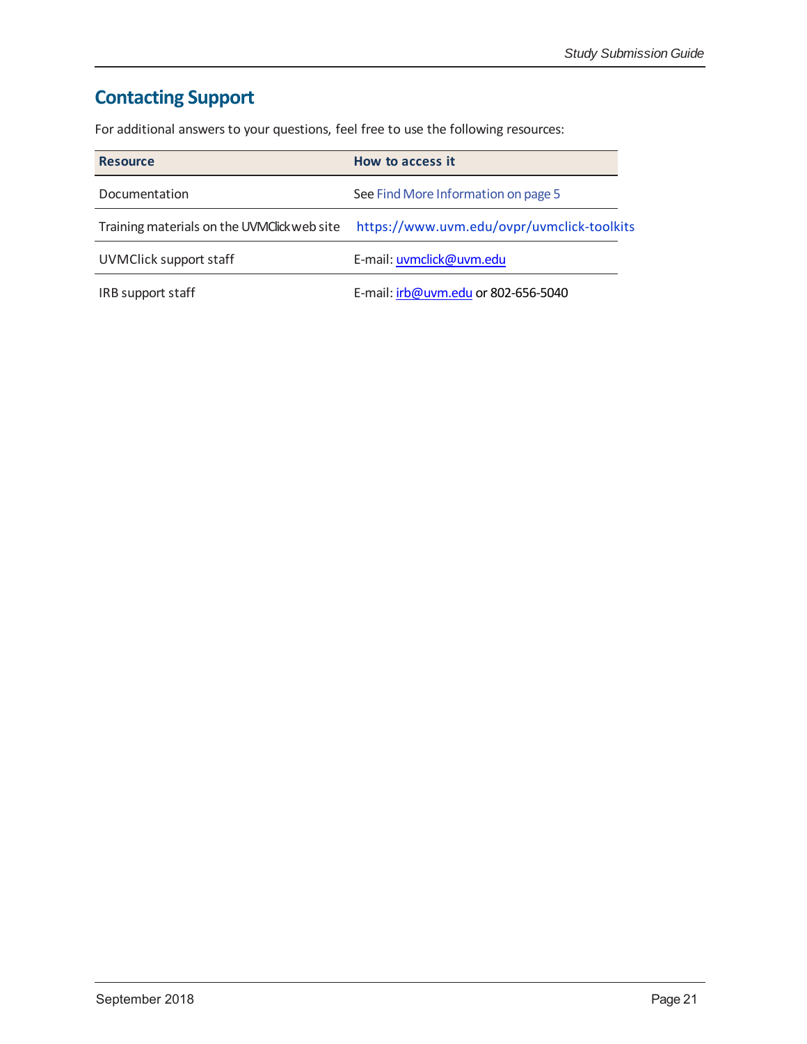## Contacting Support

For additional answers to your questions, feel free to use the following resources:

| Resource | How to access it |
|---|---|
| Documentation | See Find More Information on page 5 |
| Training materials on the UVMClick web site | https://www.uvm.edu/ovpr/uvmclick-toolkits |
| UVMClick support staff | E-mail: uvmclick@uvm.edu |
| IRB support staff | E-mail: irb@uvm.edu or 802-656-5040 |